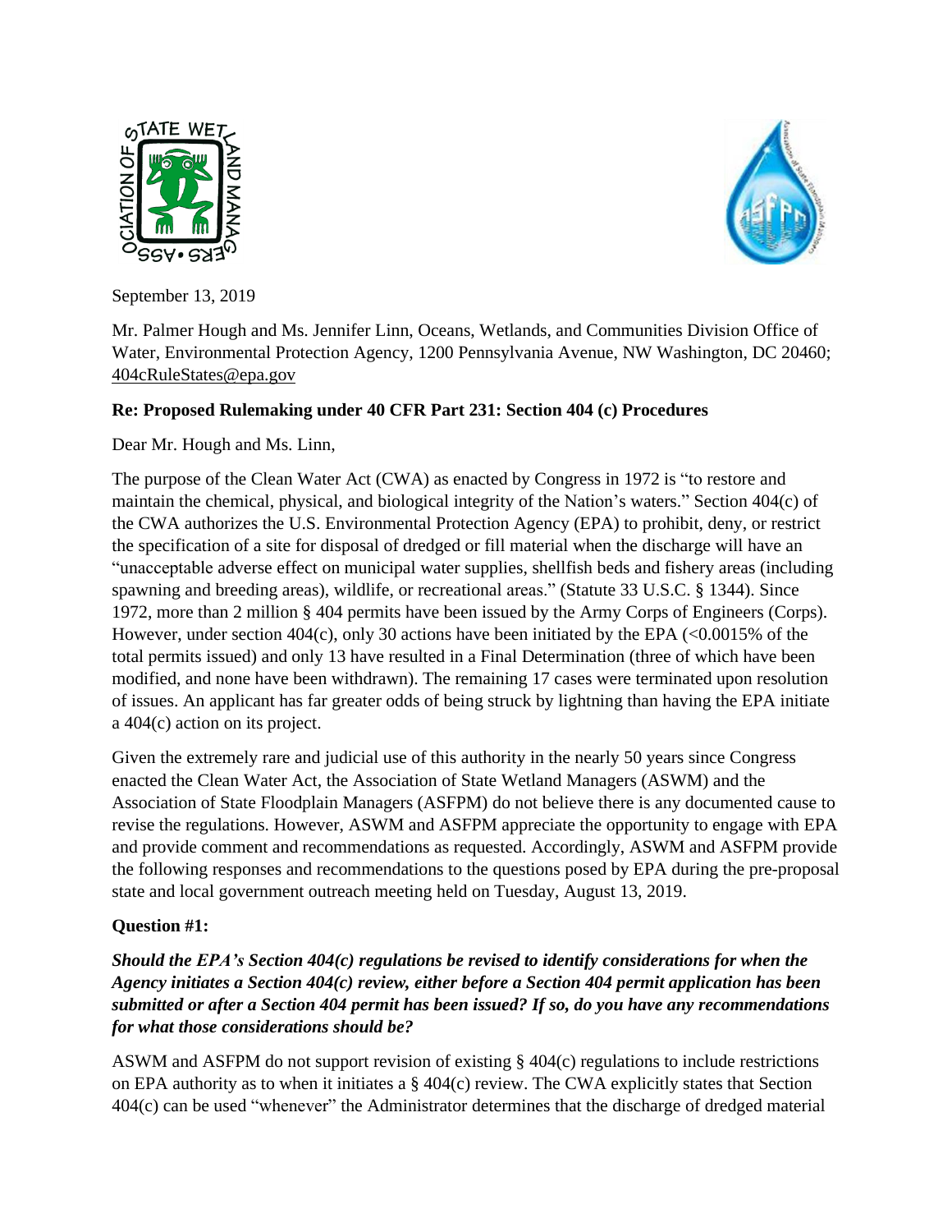September 13, 2019

Mr. Palmer Hough and Ms. Jennifer Linn, Oceans, Wetlands, and Communities Division Office of Water, Environmental Protection Agency, 1200 Pennsylvania Avenue, NW Washington, DC 20460; 404cRuleStates@epa.gov

**Re: Proposed Rulemaking under 40 CFR Part 231: Section 404 (c) Procedures**

Dear Mr. Hough and Ms. Linn,

The purpose of the Clean Water Act (CWA) as enacted by Congress in 1972 is "to restore and maintain the chemical, physical, and biological integrity of the Nation's waters." Section 404(c) of the CWA authorizes the U.S. Environmental Protection Agency (EPA) to prohibit, deny, or restrict the specification of a site for disposal of dredged or fill material when the discharge will have an "unacceptable adverse effect on municipal water supplies, shellfish beds and fishery areas (including spawning and breeding areas), wildlife, or recreational areas." (Statute 33 U.S.C. § 1344). Since 1972, more than 2 million § 404 permits have been issued by the Army Corps of Engineers (Corps). However, under section 404(c), only 30 actions have been initiated by the EPA (<0.0015% of the total permits issued) and only 13 have resulted in a Final Determination (three of which have been modified, and none have been withdrawn). The remaining 17 cases were terminated upon resolution of issues. An applicant has far greater odds of being struck by lightning than having the EPA initiate a 404(c) action on its project.

Given the extremely rare and judicial use of this authority in the nearly 50 years since Congress enacted the Clean Water Act, the Association of State Wetland Managers (ASWM) and the Association of State Floodplain Managers (ASFPM) do not believe there is any documented cause to revise the regulations. However, ASWM and ASFPM appreciate the opportunity to engage with EPA and provide comment and recommendations as requested. Accordingly, ASWM and ASFPM provide the following responses and recommendations to the questions posed by EPA during the pre-proposal state and local government outreach meeting held on Tuesday, August 13, 2019.

**Question #1:**

***Should the EPA's Section 404(c) regulations be revised to identify considerations for when the Agency initiates a Section 404(c) review, either before a Section 404 permit application has been submitted or after a Section 404 permit has been issued? If so, do you have any recommendations for what those considerations should be?***

ASWM and ASFPM do not support revision of existing § 404(c) regulations to include restrictions on EPA authority as to when it initiates a § 404(c) review. The CWA explicitly states that Section 404(c) can be used "whenever" the Administrator determines that the discharge of dredged material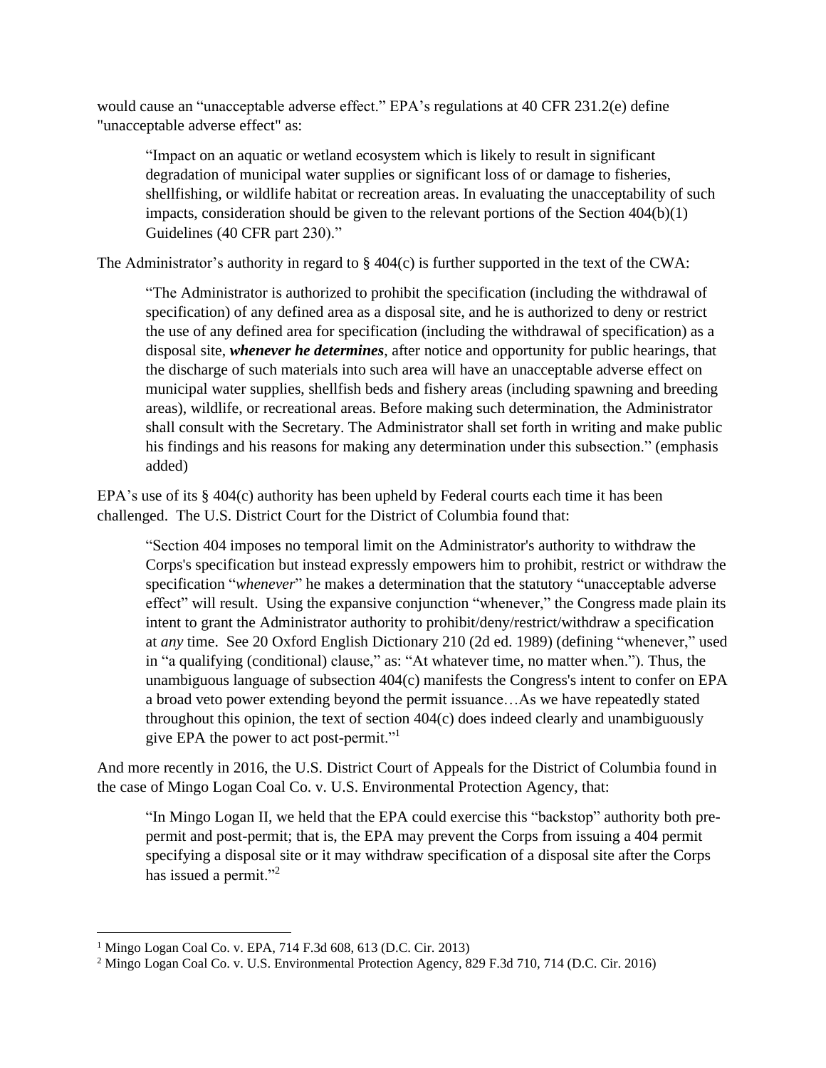would cause an "unacceptable adverse effect." EPA's regulations at 40 CFR 231.2(e) define "unacceptable adverse effect" as:

> "Impact on an aquatic or wetland ecosystem which is likely to result in significant degradation of municipal water supplies or significant loss of or damage to fisheries, shellfishing, or wildlife habitat or recreation areas. In evaluating the unacceptability of such impacts, consideration should be given to the relevant portions of the Section 404(b)(1) Guidelines (40 CFR part 230)."

The Administrator's authority in regard to § 404(c) is further supported in the text of the CWA:

> "The Administrator is authorized to prohibit the specification (including the withdrawal of specification) of any defined area as a disposal site, and he is authorized to deny or restrict the use of any defined area for specification (including the withdrawal of specification) as a disposal site, ***whenever he determines***, after notice and opportunity for public hearings, that the discharge of such materials into such area will have an unacceptable adverse effect on municipal water supplies, shellfish beds and fishery areas (including spawning and breeding areas), wildlife, or recreational areas. Before making such determination, the Administrator shall consult with the Secretary. The Administrator shall set forth in writing and make public his findings and his reasons for making any determination under this subsection." (emphasis added)

EPA's use of its § 404(c) authority has been upheld by Federal courts each time it has been challenged. The U.S. District Court for the District of Columbia found that:

> "Section 404 imposes no temporal limit on the Administrator's authority to withdraw the Corps's specification but instead expressly empowers him to prohibit, restrict or withdraw the specification "*whenever*" he makes a determination that the statutory "unacceptable adverse effect" will result. Using the expansive conjunction "whenever," the Congress made plain its intent to grant the Administrator authority to prohibit/deny/restrict/withdraw a specification at *any* time. See 20 Oxford English Dictionary 210 (2d ed. 1989) (defining "whenever," used in "a qualifying (conditional) clause," as: "At whatever time, no matter when."). Thus, the unambiguous language of subsection 404(c) manifests the Congress's intent to confer on EPA a broad veto power extending beyond the permit issuance…As we have repeatedly stated throughout this opinion, the text of section 404(c) does indeed clearly and unambiguously give EPA the power to act post-permit."[1]

And more recently in 2016, the U.S. District Court of Appeals for the District of Columbia found in the case of Mingo Logan Coal Co. v. U.S. Environmental Protection Agency, that:

> "In Mingo Logan II, we held that the EPA could exercise this "backstop" authority both pre-permit and post-permit; that is, the EPA may prevent the Corps from issuing a 404 permit specifying a disposal site or it may withdraw specification of a disposal site after the Corps has issued a permit."[2]

---

[1] Mingo Logan Coal Co. v. EPA, 714 F.3d 608, 613 (D.C. Cir. 2013)

[2] Mingo Logan Coal Co. v. U.S. Environmental Protection Agency, 829 F.3d 710, 714 (D.C. Cir. 2016)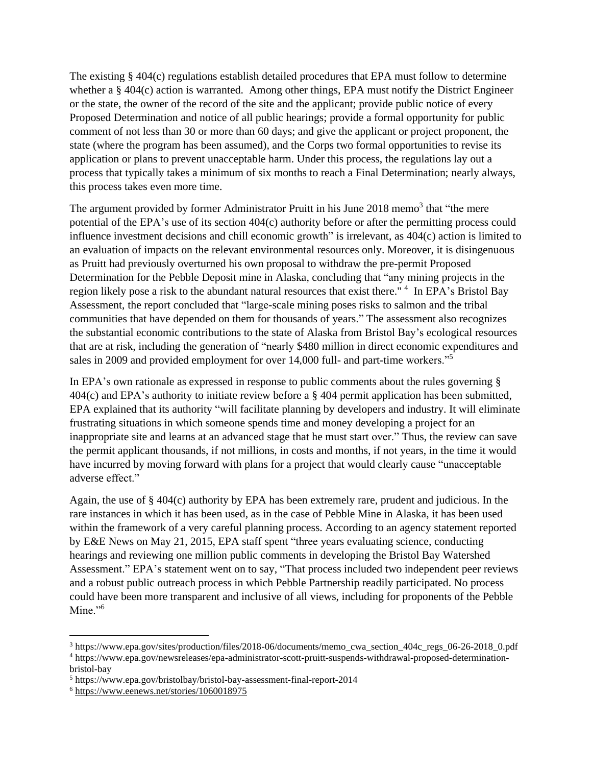The existing § 404(c) regulations establish detailed procedures that EPA must follow to determine whether a § 404(c) action is warranted. Among other things, EPA must notify the District Engineer or the state, the owner of the record of the site and the applicant; provide public notice of every Proposed Determination and notice of all public hearings; provide a formal opportunity for public comment of not less than 30 or more than 60 days; and give the applicant or project proponent, the state (where the program has been assumed), and the Corps two formal opportunities to revise its application or plans to prevent unacceptable harm. Under this process, the regulations lay out a process that typically takes a minimum of six months to reach a Final Determination; nearly always, this process takes even more time.

The argument provided by former Administrator Pruitt in his June 2018 memo[3] that "the mere potential of the EPA's use of its section 404(c) authority before or after the permitting process could influence investment decisions and chill economic growth" is irrelevant, as 404(c) action is limited to an evaluation of impacts on the relevant environmental resources only. Moreover, it is disingenuous as Pruitt had previously overturned his own proposal to withdraw the pre-permit Proposed Determination for the Pebble Deposit mine in Alaska, concluding that "any mining projects in the region likely pose a risk to the abundant natural resources that exist there."[4] In EPA's Bristol Bay Assessment, the report concluded that "large-scale mining poses risks to salmon and the tribal communities that have depended on them for thousands of years." The assessment also recognizes the substantial economic contributions to the state of Alaska from Bristol Bay's ecological resources that are at risk, including the generation of "nearly $480 million in direct economic expenditures and sales in 2009 and provided employment for over 14,000 full- and part-time workers."[5]

In EPA's own rationale as expressed in response to public comments about the rules governing § 404(c) and EPA's authority to initiate review before a § 404 permit application has been submitted, EPA explained that its authority "will facilitate planning by developers and industry. It will eliminate frustrating situations in which someone spends time and money developing a project for an inappropriate site and learns at an advanced stage that he must start over." Thus, the review can save the permit applicant thousands, if not millions, in costs and months, if not years, in the time it would have incurred by moving forward with plans for a project that would clearly cause "unacceptable adverse effect."

Again, the use of § 404(c) authority by EPA has been extremely rare, prudent and judicious. In the rare instances in which it has been used, as in the case of Pebble Mine in Alaska, it has been used within the framework of a very careful planning process. According to an agency statement reported by E&E News on May 21, 2015, EPA staff spent "three years evaluating science, conducting hearings and reviewing one million public comments in developing the Bristol Bay Watershed Assessment." EPA's statement went on to say, "That process included two independent peer reviews and a robust public outreach process in which Pebble Partnership readily participated. No process could have been more transparent and inclusive of all views, including for proponents of the Pebble Mine."[6]

---

[3] https://www.epa.gov/sites/production/files/2018-06/documents/memo_cwa_section_404c_regs_06-26-2018_0.pdf

[4] https://www.epa.gov/newsreleases/epa-administrator-scott-pruitt-suspends-withdrawal-proposed-determination-bristol-bay

[5] https://www.epa.gov/bristolbay/bristol-bay-assessment-final-report-2014

[6] https://www.eenews.net/stories/1060018975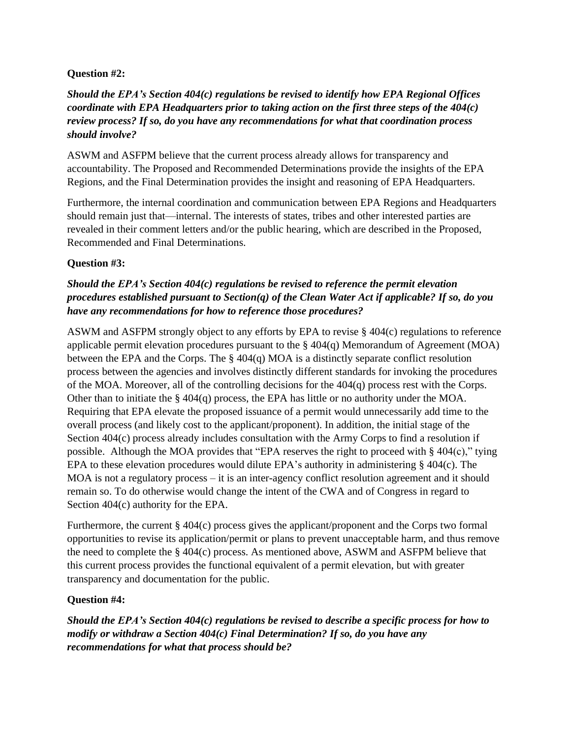**Question #2:**

***Should the EPA's Section 404(c) regulations be revised to identify how EPA Regional Offices coordinate with EPA Headquarters prior to taking action on the first three steps of the 404(c) review process? If so, do you have any recommendations for what that coordination process should involve?***

ASWM and ASFPM believe that the current process already allows for transparency and accountability. The Proposed and Recommended Determinations provide the insights of the EPA Regions, and the Final Determination provides the insight and reasoning of EPA Headquarters.

Furthermore, the internal coordination and communication between EPA Regions and Headquarters should remain just that—internal. The interests of states, tribes and other interested parties are revealed in their comment letters and/or the public hearing, which are described in the Proposed, Recommended and Final Determinations.

**Question #3:**

***Should the EPA's Section 404(c) regulations be revised to reference the permit elevation procedures established pursuant to Section(q) of the Clean Water Act if applicable? If so, do you have any recommendations for how to reference those procedures?***

ASWM and ASFPM strongly object to any efforts by EPA to revise § 404(c) regulations to reference applicable permit elevation procedures pursuant to the § 404(q) Memorandum of Agreement (MOA) between the EPA and the Corps. The § 404(q) MOA is a distinctly separate conflict resolution process between the agencies and involves distinctly different standards for invoking the procedures of the MOA. Moreover, all of the controlling decisions for the 404(q) process rest with the Corps. Other than to initiate the § 404(q) process, the EPA has little or no authority under the MOA. Requiring that EPA elevate the proposed issuance of a permit would unnecessarily add time to the overall process (and likely cost to the applicant/proponent). In addition, the initial stage of the Section 404(c) process already includes consultation with the Army Corps to find a resolution if possible. Although the MOA provides that "EPA reserves the right to proceed with § 404(c)," tying EPA to these elevation procedures would dilute EPA's authority in administering § 404(c). The MOA is not a regulatory process – it is an inter-agency conflict resolution agreement and it should remain so. To do otherwise would change the intent of the CWA and of Congress in regard to Section 404(c) authority for the EPA.

Furthermore, the current § 404(c) process gives the applicant/proponent and the Corps two formal opportunities to revise its application/permit or plans to prevent unacceptable harm, and thus remove the need to complete the § 404(c) process. As mentioned above, ASWM and ASFPM believe that this current process provides the functional equivalent of a permit elevation, but with greater transparency and documentation for the public.

**Question #4:**

***Should the EPA's Section 404(c) regulations be revised to describe a specific process for how to modify or withdraw a Section 404(c) Final Determination? If so, do you have any recommendations for what that process should be?***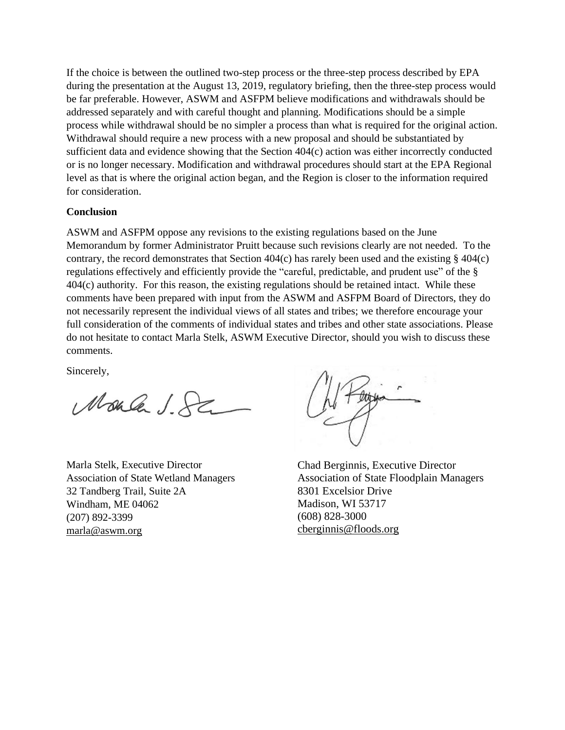If the choice is between the outlined two-step process or the three-step process described by EPA during the presentation at the August 13, 2019, regulatory briefing, then the three-step process would be far preferable. However, ASWM and ASFPM believe modifications and withdrawals should be addressed separately and with careful thought and planning. Modifications should be a simple process while withdrawal should be no simpler a process than what is required for the original action. Withdrawal should require a new process with a new proposal and should be substantiated by sufficient data and evidence showing that the Section 404(c) action was either incorrectly conducted or is no longer necessary. Modification and withdrawal procedures should start at the EPA Regional level as that is where the original action began, and the Region is closer to the information required for consideration.

**Conclusion**

ASWM and ASFPM oppose any revisions to the existing regulations based on the June Memorandum by former Administrator Pruitt because such revisions clearly are not needed. To the contrary, the record demonstrates that Section 404(c) has rarely been used and the existing § 404(c) regulations effectively and efficiently provide the "careful, predictable, and prudent use" of the § 404(c) authority. For this reason, the existing regulations should be retained intact. While these comments have been prepared with input from the ASWM and ASFPM Board of Directors, they do not necessarily represent the individual views of all states and tribes; we therefore encourage your full consideration of the comments of individual states and tribes and other state associations. Please do not hesitate to contact Marla Stelk, ASWM Executive Director, should you wish to discuss these comments.

Sincerely,

Marla Stelk, Executive Director
Association of State Wetland Managers
32 Tandberg Trail, Suite 2A
Windham, ME 04062
(207) 892-3399
marla@aswm.org

Chad Berginnis, Executive Director
Association of State Floodplain Managers
8301 Excelsior Drive
Madison, WI 53717
(608) 828-3000
cberginnis@floods.org